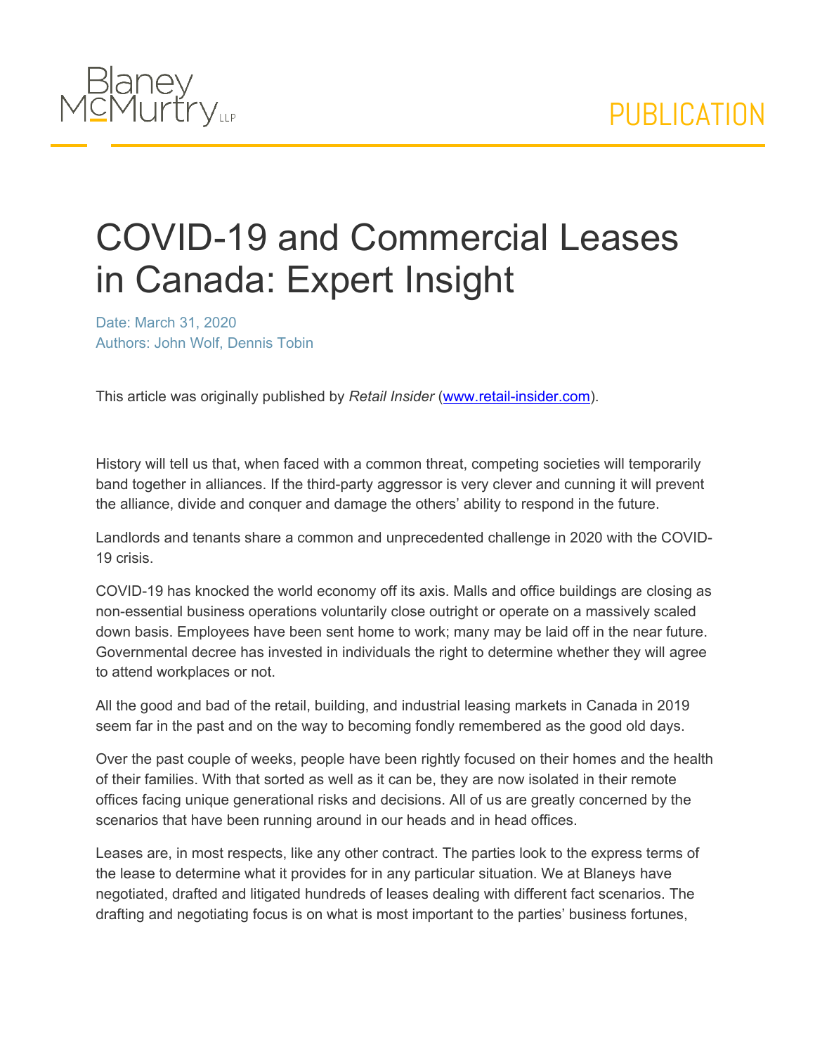# COVID-19 and Commercial Leases in Canada: Expert Insight

Date: March 31, 2020
Authors: John Wolf, Dennis Tobin

This article was originally published by *Retail Insider* ([www.retail-insider.com](http://www.retail-insider.com)).

History will tell us that, when faced with a common threat, competing societies will temporarily band together in alliances. If the third-party aggressor is very clever and cunning it will prevent the alliance, divide and conquer and damage the others' ability to respond in the future.

Landlords and tenants share a common and unprecedented challenge in 2020 with the COVID-19 crisis.

COVID-19 has knocked the world economy off its axis. Malls and office buildings are closing as non-essential business operations voluntarily close outright or operate on a massively scaled down basis. Employees have been sent home to work; many may be laid off in the near future. Governmental decree has invested in individuals the right to determine whether they will agree to attend workplaces or not.

All the good and bad of the retail, building, and industrial leasing markets in Canada in 2019 seem far in the past and on the way to becoming fondly remembered as the good old days.

Over the past couple of weeks, people have been rightly focused on their homes and the health of their families. With that sorted as well as it can be, they are now isolated in their remote offices facing unique generational risks and decisions. All of us are greatly concerned by the scenarios that have been running around in our heads and in head offices.

Leases are, in most respects, like any other contract. The parties look to the express terms of the lease to determine what it provides for in any particular situation. We at Blaneys have negotiated, drafted and litigated hundreds of leases dealing with different fact scenarios. The drafting and negotiating focus is on what is most important to the parties' business fortunes,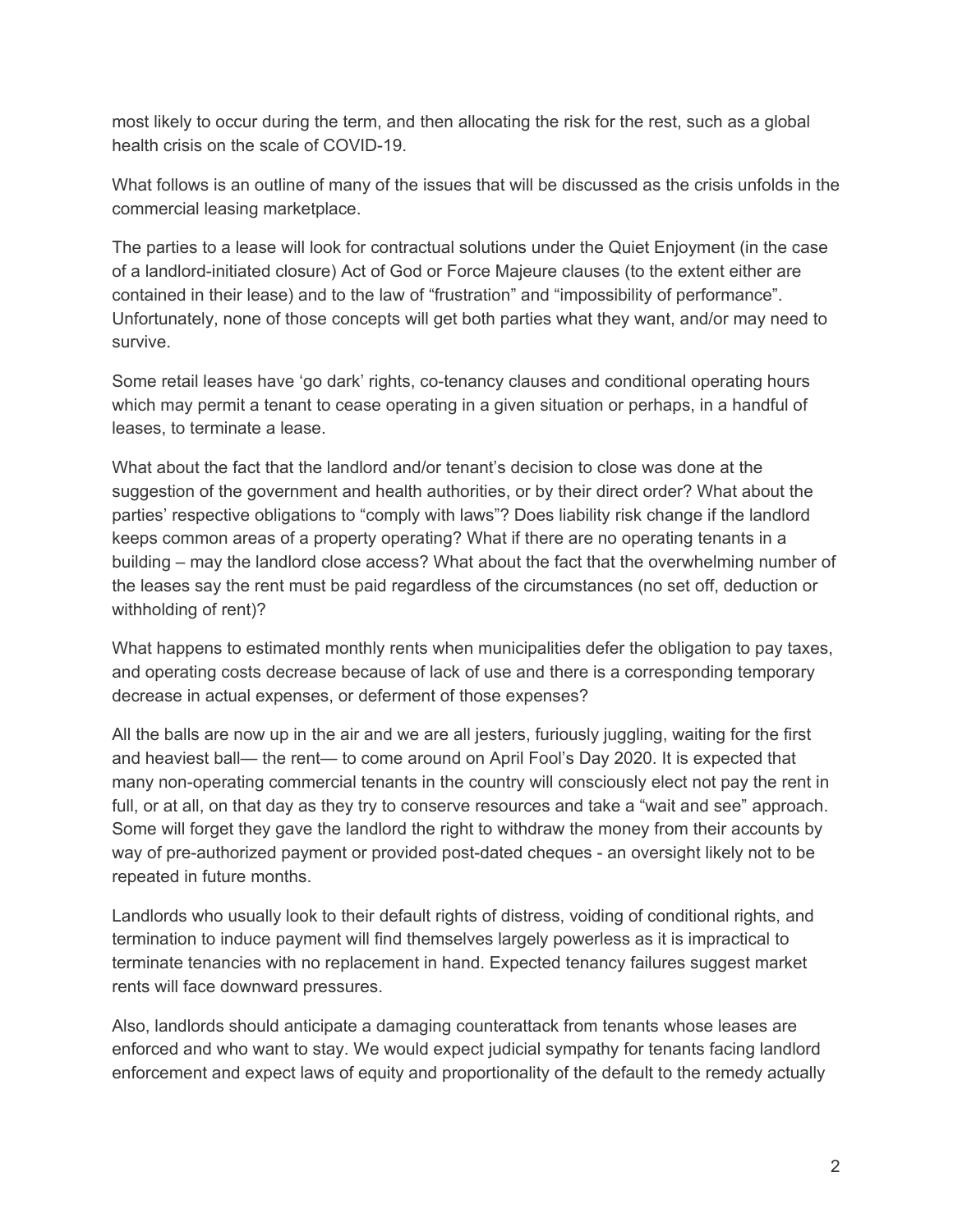most likely to occur during the term, and then allocating the risk for the rest, such as a global health crisis on the scale of COVID-19.

What follows is an outline of many of the issues that will be discussed as the crisis unfolds in the commercial leasing marketplace.

The parties to a lease will look for contractual solutions under the Quiet Enjoyment (in the case of a landlord-initiated closure) Act of God or Force Majeure clauses (to the extent either are contained in their lease) and to the law of "frustration" and "impossibility of performance". Unfortunately, none of those concepts will get both parties what they want, and/or may need to survive.

Some retail leases have 'go dark' rights, co-tenancy clauses and conditional operating hours which may permit a tenant to cease operating in a given situation or perhaps, in a handful of leases, to terminate a lease.

What about the fact that the landlord and/or tenant's decision to close was done at the suggestion of the government and health authorities, or by their direct order? What about the parties' respective obligations to "comply with laws"? Does liability risk change if the landlord keeps common areas of a property operating? What if there are no operating tenants in a building – may the landlord close access? What about the fact that the overwhelming number of the leases say the rent must be paid regardless of the circumstances (no set off, deduction or withholding of rent)?

What happens to estimated monthly rents when municipalities defer the obligation to pay taxes, and operating costs decrease because of lack of use and there is a corresponding temporary decrease in actual expenses, or deferment of those expenses?

All the balls are now up in the air and we are all jesters, furiously juggling, waiting for the first and heaviest ball— the rent— to come around on April Fool's Day 2020. It is expected that many non-operating commercial tenants in the country will consciously elect not pay the rent in full, or at all, on that day as they try to conserve resources and take a "wait and see" approach. Some will forget they gave the landlord the right to withdraw the money from their accounts by way of pre-authorized payment or provided post-dated cheques - an oversight likely not to be repeated in future months.

Landlords who usually look to their default rights of distress, voiding of conditional rights, and termination to induce payment will find themselves largely powerless as it is impractical to terminate tenancies with no replacement in hand. Expected tenancy failures suggest market rents will face downward pressures.

Also, landlords should anticipate a damaging counterattack from tenants whose leases are enforced and who want to stay. We would expect judicial sympathy for tenants facing landlord enforcement and expect laws of equity and proportionality of the default to the remedy actually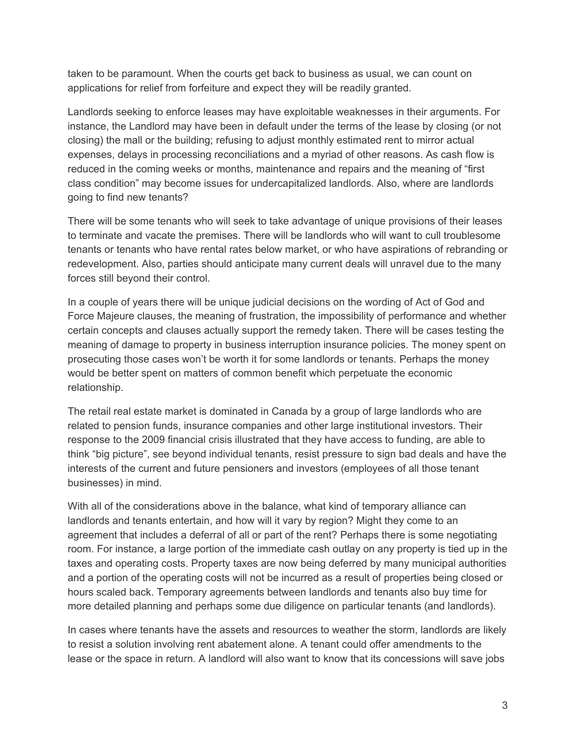taken to be paramount. When the courts get back to business as usual, we can count on applications for relief from forfeiture and expect they will be readily granted.

Landlords seeking to enforce leases may have exploitable weaknesses in their arguments. For instance, the Landlord may have been in default under the terms of the lease by closing (or not closing) the mall or the building; refusing to adjust monthly estimated rent to mirror actual expenses, delays in processing reconciliations and a myriad of other reasons. As cash flow is reduced in the coming weeks or months, maintenance and repairs and the meaning of "first class condition" may become issues for undercapitalized landlords. Also, where are landlords going to find new tenants?

There will be some tenants who will seek to take advantage of unique provisions of their leases to terminate and vacate the premises. There will be landlords who will want to cull troublesome tenants or tenants who have rental rates below market, or who have aspirations of rebranding or redevelopment. Also, parties should anticipate many current deals will unravel due to the many forces still beyond their control.

In a couple of years there will be unique judicial decisions on the wording of Act of God and Force Majeure clauses, the meaning of frustration, the impossibility of performance and whether certain concepts and clauses actually support the remedy taken. There will be cases testing the meaning of damage to property in business interruption insurance policies. The money spent on prosecuting those cases won't be worth it for some landlords or tenants. Perhaps the money would be better spent on matters of common benefit which perpetuate the economic relationship.

The retail real estate market is dominated in Canada by a group of large landlords who are related to pension funds, insurance companies and other large institutional investors. Their response to the 2009 financial crisis illustrated that they have access to funding, are able to think "big picture", see beyond individual tenants, resist pressure to sign bad deals and have the interests of the current and future pensioners and investors (employees of all those tenant businesses) in mind.

With all of the considerations above in the balance, what kind of temporary alliance can landlords and tenants entertain, and how will it vary by region? Might they come to an agreement that includes a deferral of all or part of the rent? Perhaps there is some negotiating room. For instance, a large portion of the immediate cash outlay on any property is tied up in the taxes and operating costs. Property taxes are now being deferred by many municipal authorities and a portion of the operating costs will not be incurred as a result of properties being closed or hours scaled back. Temporary agreements between landlords and tenants also buy time for more detailed planning and perhaps some due diligence on particular tenants (and landlords).

In cases where tenants have the assets and resources to weather the storm, landlords are likely to resist a solution involving rent abatement alone. A tenant could offer amendments to the lease or the space in return. A landlord will also want to know that its concessions will save jobs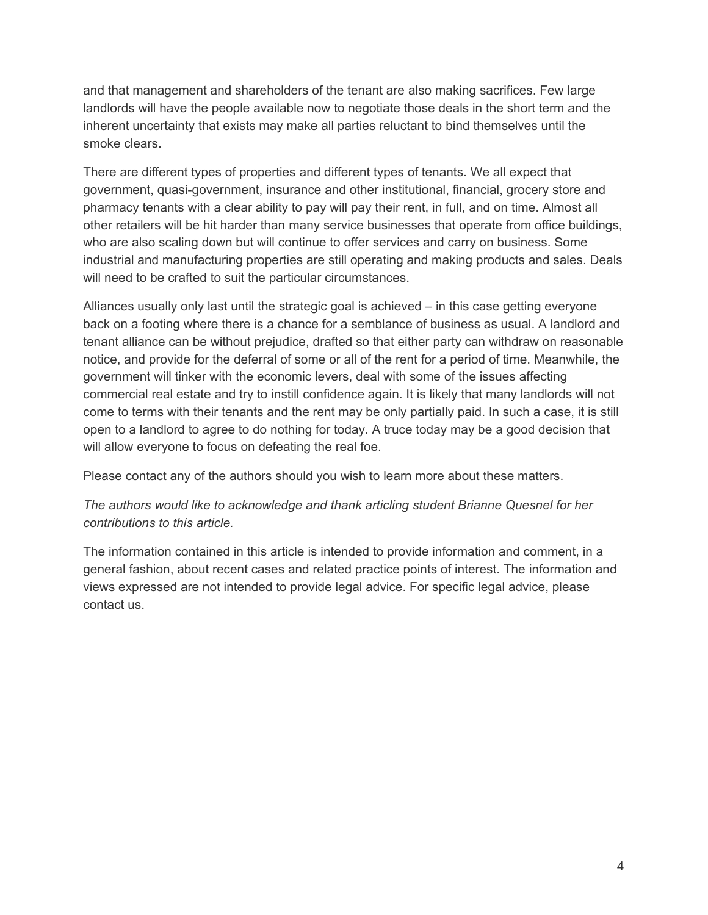and that management and shareholders of the tenant are also making sacrifices. Few large landlords will have the people available now to negotiate those deals in the short term and the inherent uncertainty that exists may make all parties reluctant to bind themselves until the smoke clears.

There are different types of properties and different types of tenants. We all expect that government, quasi-government, insurance and other institutional, financial, grocery store and pharmacy tenants with a clear ability to pay will pay their rent, in full, and on time. Almost all other retailers will be hit harder than many service businesses that operate from office buildings, who are also scaling down but will continue to offer services and carry on business. Some industrial and manufacturing properties are still operating and making products and sales. Deals will need to be crafted to suit the particular circumstances.

Alliances usually only last until the strategic goal is achieved – in this case getting everyone back on a footing where there is a chance for a semblance of business as usual. A landlord and tenant alliance can be without prejudice, drafted so that either party can withdraw on reasonable notice, and provide for the deferral of some or all of the rent for a period of time. Meanwhile, the government will tinker with the economic levers, deal with some of the issues affecting commercial real estate and try to instill confidence again. It is likely that many landlords will not come to terms with their tenants and the rent may be only partially paid. In such a case, it is still open to a landlord to agree to do nothing for today. A truce today may be a good decision that will allow everyone to focus on defeating the real foe.

Please contact any of the authors should you wish to learn more about these matters.

*The authors would like to acknowledge and thank articling student Brianne Quesnel for her contributions to this article.*

The information contained in this article is intended to provide information and comment, in a general fashion, about recent cases and related practice points of interest. The information and views expressed are not intended to provide legal advice. For specific legal advice, please contact us.